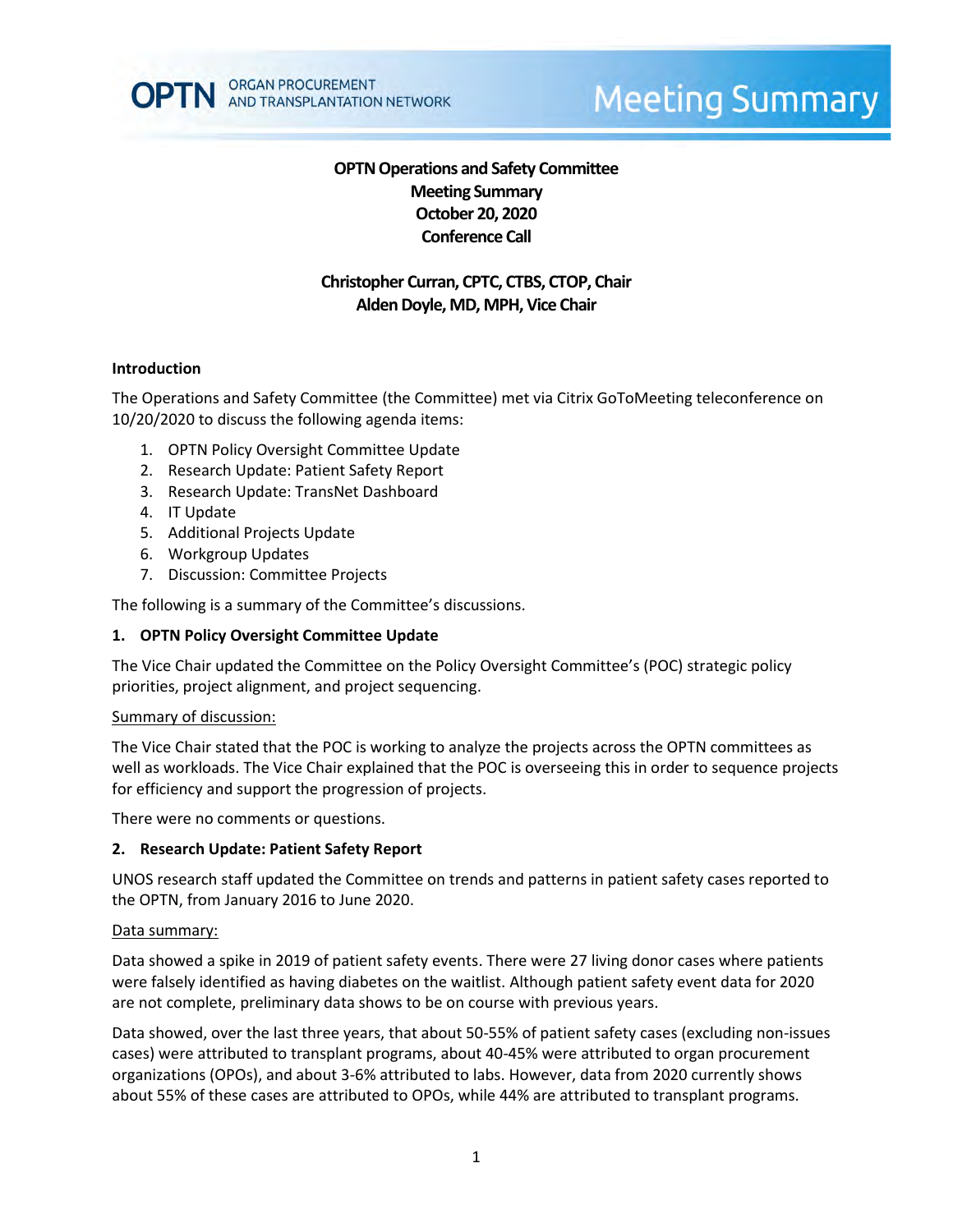# OPTN Operations and Safety Committee Meeting Summary October 20, 2020 Conference Call

**Christopher Curran, CPTC, CTBS, CTOP, Chair**
**Alden Doyle, MD, MPH, Vice Chair**

## Introduction

The Operations and Safety Committee (the Committee) met via Citrix GoToMeeting teleconference on 10/20/2020 to discuss the following agenda items:

1. OPTN Policy Oversight Committee Update
2. Research Update: Patient Safety Report
3. Research Update: TransNet Dashboard
4. IT Update
5. Additional Projects Update
6. Workgroup Updates
7. Discussion: Committee Projects

The following is a summary of the Committee's discussions.

### 1. OPTN Policy Oversight Committee Update

The Vice Chair updated the Committee on the Policy Oversight Committee's (POC) strategic policy priorities, project alignment, and project sequencing.

Summary of discussion:

The Vice Chair stated that the POC is working to analyze the projects across the OPTN committees as well as workloads. The Vice Chair explained that the POC is overseeing this in order to sequence projects for efficiency and support the progression of projects.

There were no comments or questions.

### 2. Research Update: Patient Safety Report

UNOS research staff updated the Committee on trends and patterns in patient safety cases reported to the OPTN, from January 2016 to June 2020.

Data summary:

Data showed a spike in 2019 of patient safety events. There were 27 living donor cases where patients were falsely identified as having diabetes on the waitlist. Although patient safety event data for 2020 are not complete, preliminary data shows to be on course with previous years.

Data showed, over the last three years, that about 50-55% of patient safety cases (excluding non-issues cases) were attributed to transplant programs, about 40-45% were attributed to organ procurement organizations (OPOs), and about 3-6% attributed to labs. However, data from 2020 currently shows about 55% of these cases are attributed to OPOs, while 44% are attributed to transplant programs.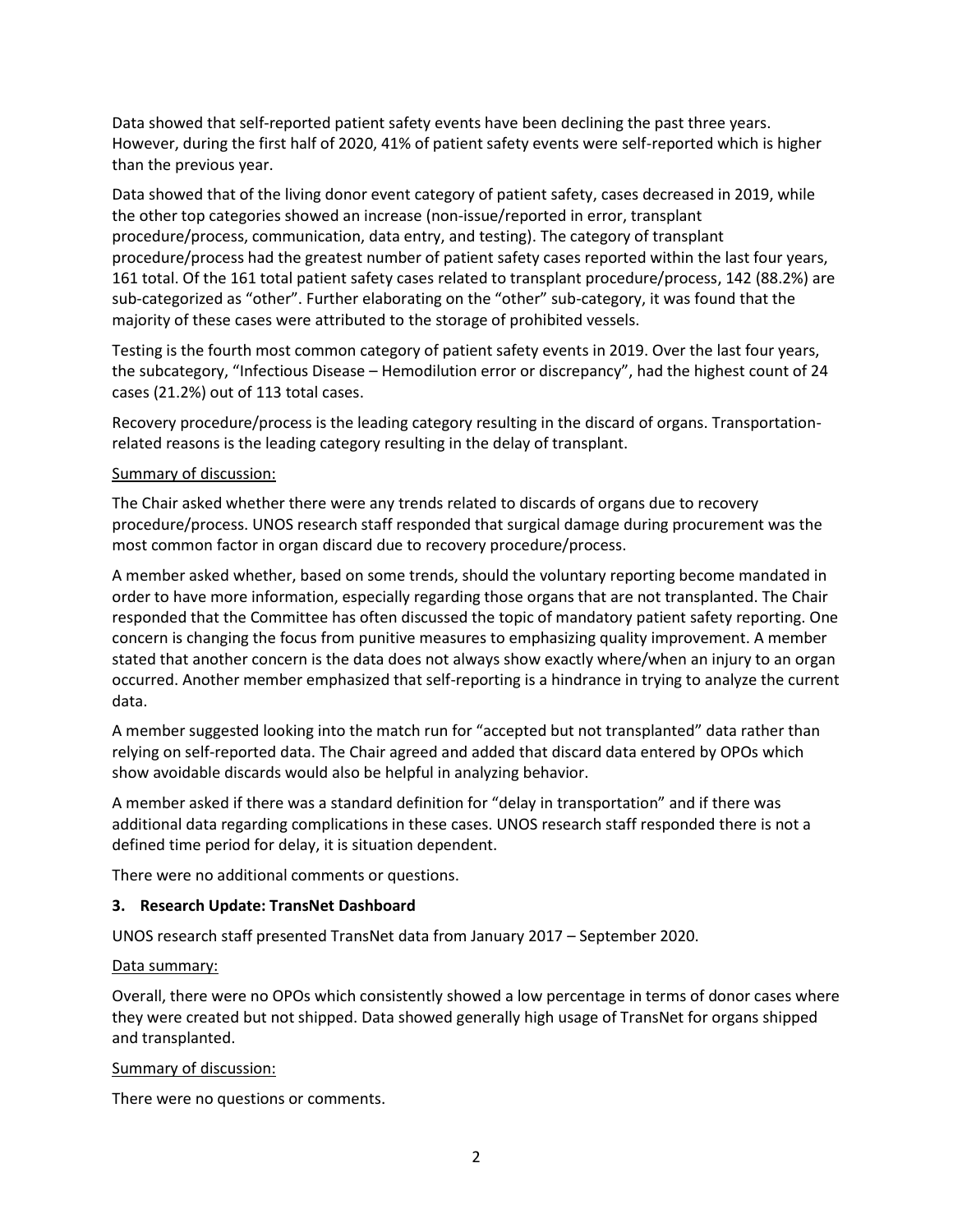Data showed that self-reported patient safety events have been declining the past three years. However, during the first half of 2020, 41% of patient safety events were self-reported which is higher than the previous year.

Data showed that of the living donor event category of patient safety, cases decreased in 2019, while the other top categories showed an increase (non-issue/reported in error, transplant procedure/process, communication, data entry, and testing). The category of transplant procedure/process had the greatest number of patient safety cases reported within the last four years, 161 total. Of the 161 total patient safety cases related to transplant procedure/process, 142 (88.2%) are sub-categorized as "other". Further elaborating on the "other" sub-category, it was found that the majority of these cases were attributed to the storage of prohibited vessels.

Testing is the fourth most common category of patient safety events in 2019. Over the last four years, the subcategory, "Infectious Disease – Hemodilution error or discrepancy", had the highest count of 24 cases (21.2%) out of 113 total cases.

Recovery procedure/process is the leading category resulting in the discard of organs. Transportation-related reasons is the leading category resulting in the delay of transplant.

Summary of discussion:

The Chair asked whether there were any trends related to discards of organs due to recovery procedure/process. UNOS research staff responded that surgical damage during procurement was the most common factor in organ discard due to recovery procedure/process.

A member asked whether, based on some trends, should the voluntary reporting become mandated in order to have more information, especially regarding those organs that are not transplanted. The Chair responded that the Committee has often discussed the topic of mandatory patient safety reporting. One concern is changing the focus from punitive measures to emphasizing quality improvement. A member stated that another concern is the data does not always show exactly where/when an injury to an organ occurred. Another member emphasized that self-reporting is a hindrance in trying to analyze the current data.

A member suggested looking into the match run for "accepted but not transplanted" data rather than relying on self-reported data. The Chair agreed and added that discard data entered by OPOs which show avoidable discards would also be helpful in analyzing behavior.

A member asked if there was a standard definition for "delay in transportation" and if there was additional data regarding complications in these cases. UNOS research staff responded there is not a defined time period for delay, it is situation dependent.

There were no additional comments or questions.

### 3. Research Update: TransNet Dashboard

UNOS research staff presented TransNet data from January 2017 – September 2020.

Data summary:

Overall, there were no OPOs which consistently showed a low percentage in terms of donor cases where they were created but not shipped. Data showed generally high usage of TransNet for organs shipped and transplanted.

Summary of discussion:

There were no questions or comments.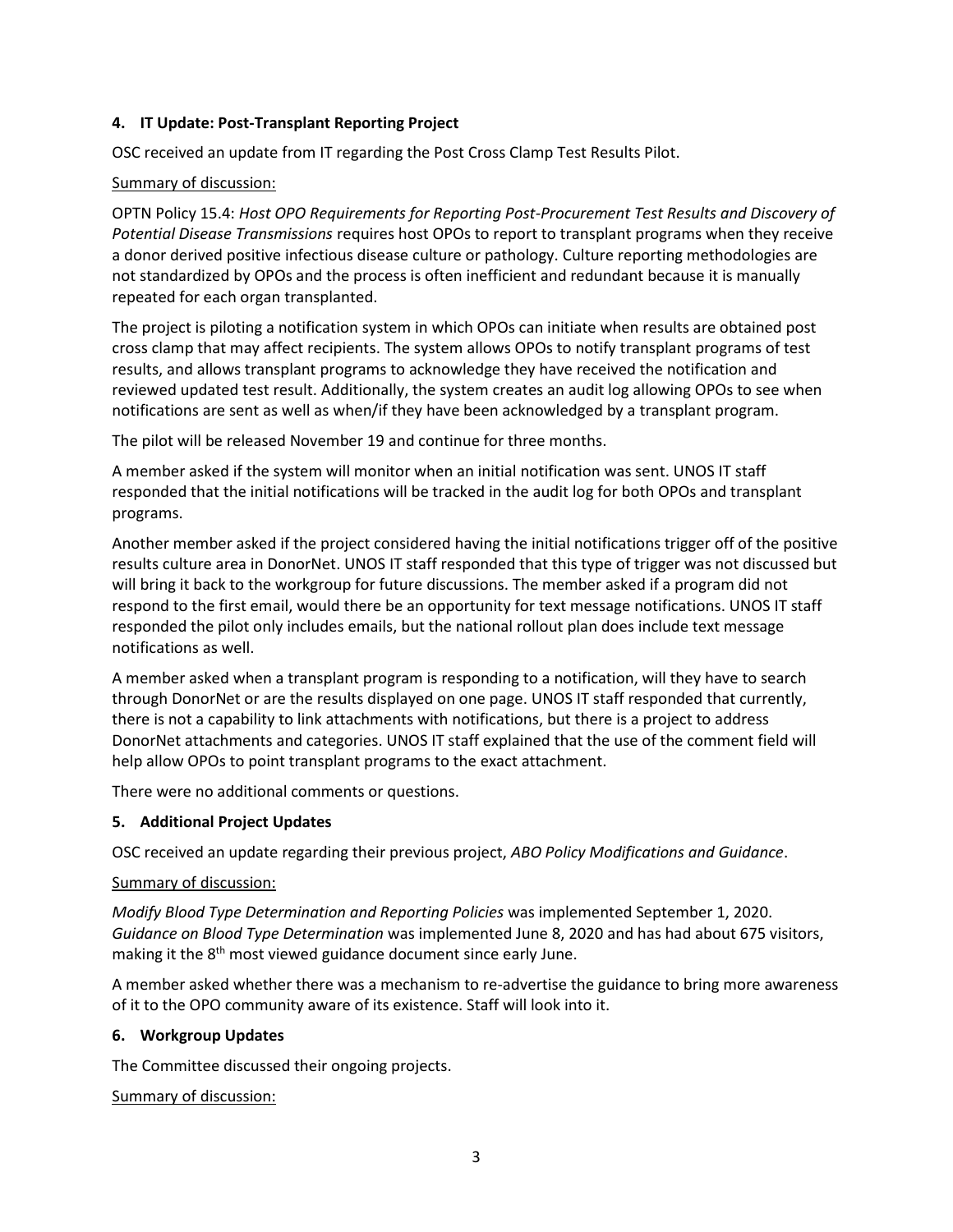## 4. IT Update: Post-Transplant Reporting Project

OSC received an update from IT regarding the Post Cross Clamp Test Results Pilot.

Summary of discussion:

OPTN Policy 15.4: *Host OPO Requirements for Reporting Post-Procurement Test Results and Discovery of Potential Disease Transmissions* requires host OPOs to report to transplant programs when they receive a donor derived positive infectious disease culture or pathology. Culture reporting methodologies are not standardized by OPOs and the process is often inefficient and redundant because it is manually repeated for each organ transplanted.

The project is piloting a notification system in which OPOs can initiate when results are obtained post cross clamp that may affect recipients. The system allows OPOs to notify transplant programs of test results, and allows transplant programs to acknowledge they have received the notification and reviewed updated test result. Additionally, the system creates an audit log allowing OPOs to see when notifications are sent as well as when/if they have been acknowledged by a transplant program.

The pilot will be released November 19 and continue for three months.

A member asked if the system will monitor when an initial notification was sent. UNOS IT staff responded that the initial notifications will be tracked in the audit log for both OPOs and transplant programs.

Another member asked if the project considered having the initial notifications trigger off of the positive results culture area in DonorNet. UNOS IT staff responded that this type of trigger was not discussed but will bring it back to the workgroup for future discussions. The member asked if a program did not respond to the first email, would there be an opportunity for text message notifications. UNOS IT staff responded the pilot only includes emails, but the national rollout plan does include text message notifications as well.

A member asked when a transplant program is responding to a notification, will they have to search through DonorNet or are the results displayed on one page. UNOS IT staff responded that currently, there is not a capability to link attachments with notifications, but there is a project to address DonorNet attachments and categories. UNOS IT staff explained that the use of the comment field will help allow OPOs to point transplant programs to the exact attachment.

There were no additional comments or questions.

## 5. Additional Project Updates

OSC received an update regarding their previous project, *ABO Policy Modifications and Guidance*.

Summary of discussion:

*Modify Blood Type Determination and Reporting Policies* was implemented September 1, 2020. *Guidance on Blood Type Determination* was implemented June 8, 2020 and has had about 675 visitors, making it the 8th most viewed guidance document since early June.

A member asked whether there was a mechanism to re-advertise the guidance to bring more awareness of it to the OPO community aware of its existence. Staff will look into it.

## 6. Workgroup Updates

The Committee discussed their ongoing projects.

Summary of discussion: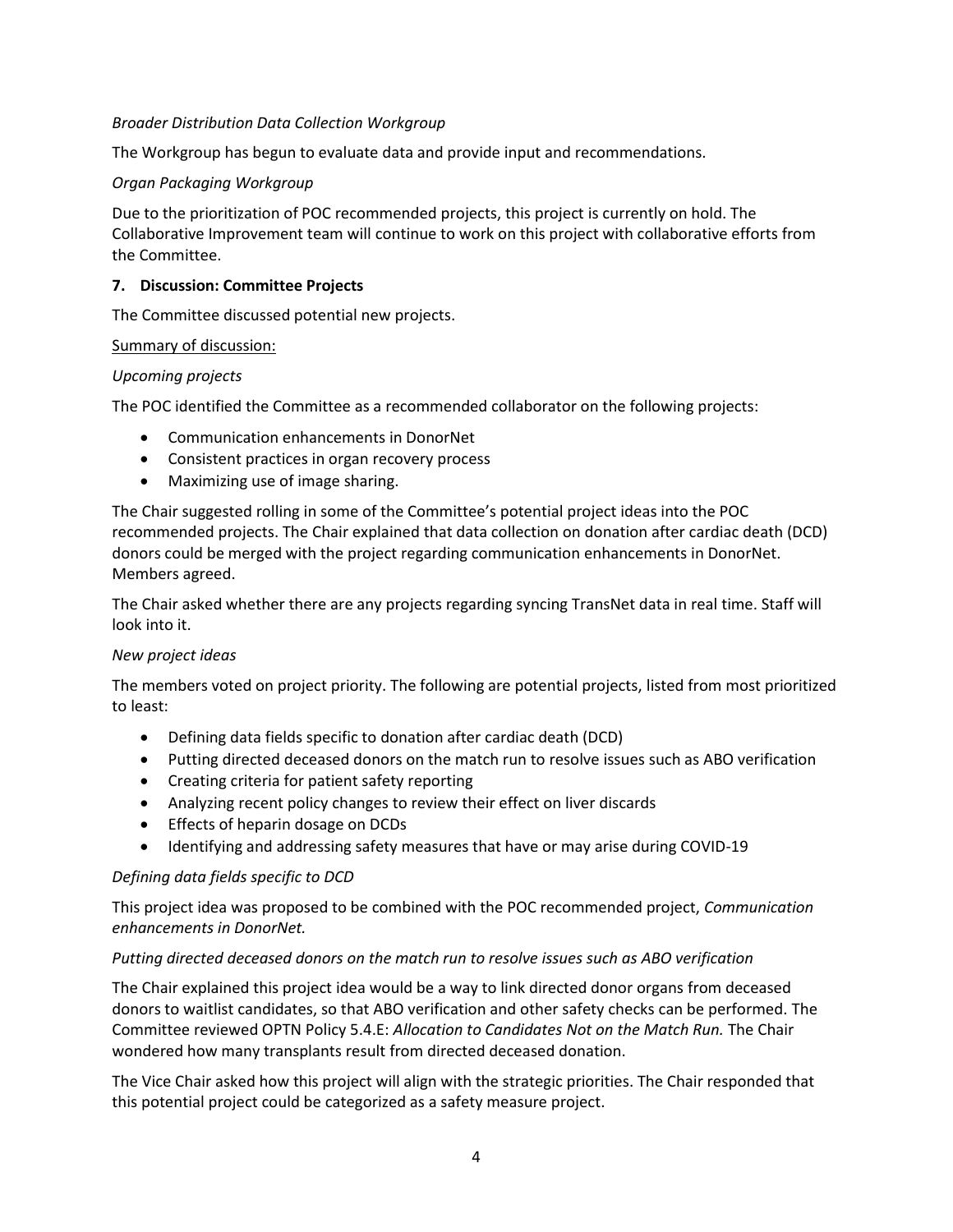*Broader Distribution Data Collection Workgroup*

The Workgroup has begun to evaluate data and provide input and recommendations.

*Organ Packaging Workgroup*

Due to the prioritization of POC recommended projects, this project is currently on hold. The Collaborative Improvement team will continue to work on this project with collaborative efforts from the Committee.

**7. Discussion: Committee Projects**

The Committee discussed potential new projects.

Summary of discussion:

*Upcoming projects*

The POC identified the Committee as a recommended collaborator on the following projects:

- Communication enhancements in DonorNet
- Consistent practices in organ recovery process
- Maximizing use of image sharing.

The Chair suggested rolling in some of the Committee's potential project ideas into the POC recommended projects. The Chair explained that data collection on donation after cardiac death (DCD) donors could be merged with the project regarding communication enhancements in DonorNet. Members agreed.

The Chair asked whether there are any projects regarding syncing TransNet data in real time. Staff will look into it.

*New project ideas*

The members voted on project priority. The following are potential projects, listed from most prioritized to least:

- Defining data fields specific to donation after cardiac death (DCD)
- Putting directed deceased donors on the match run to resolve issues such as ABO verification
- Creating criteria for patient safety reporting
- Analyzing recent policy changes to review their effect on liver discards
- Effects of heparin dosage on DCDs
- Identifying and addressing safety measures that have or may arise during COVID-19

*Defining data fields specific to DCD*

This project idea was proposed to be combined with the POC recommended project, *Communication enhancements in DonorNet.*

*Putting directed deceased donors on the match run to resolve issues such as ABO verification*

The Chair explained this project idea would be a way to link directed donor organs from deceased donors to waitlist candidates, so that ABO verification and other safety checks can be performed. The Committee reviewed OPTN Policy 5.4.E: *Allocation to Candidates Not on the Match Run.* The Chair wondered how many transplants result from directed deceased donation.

The Vice Chair asked how this project will align with the strategic priorities. The Chair responded that this potential project could be categorized as a safety measure project.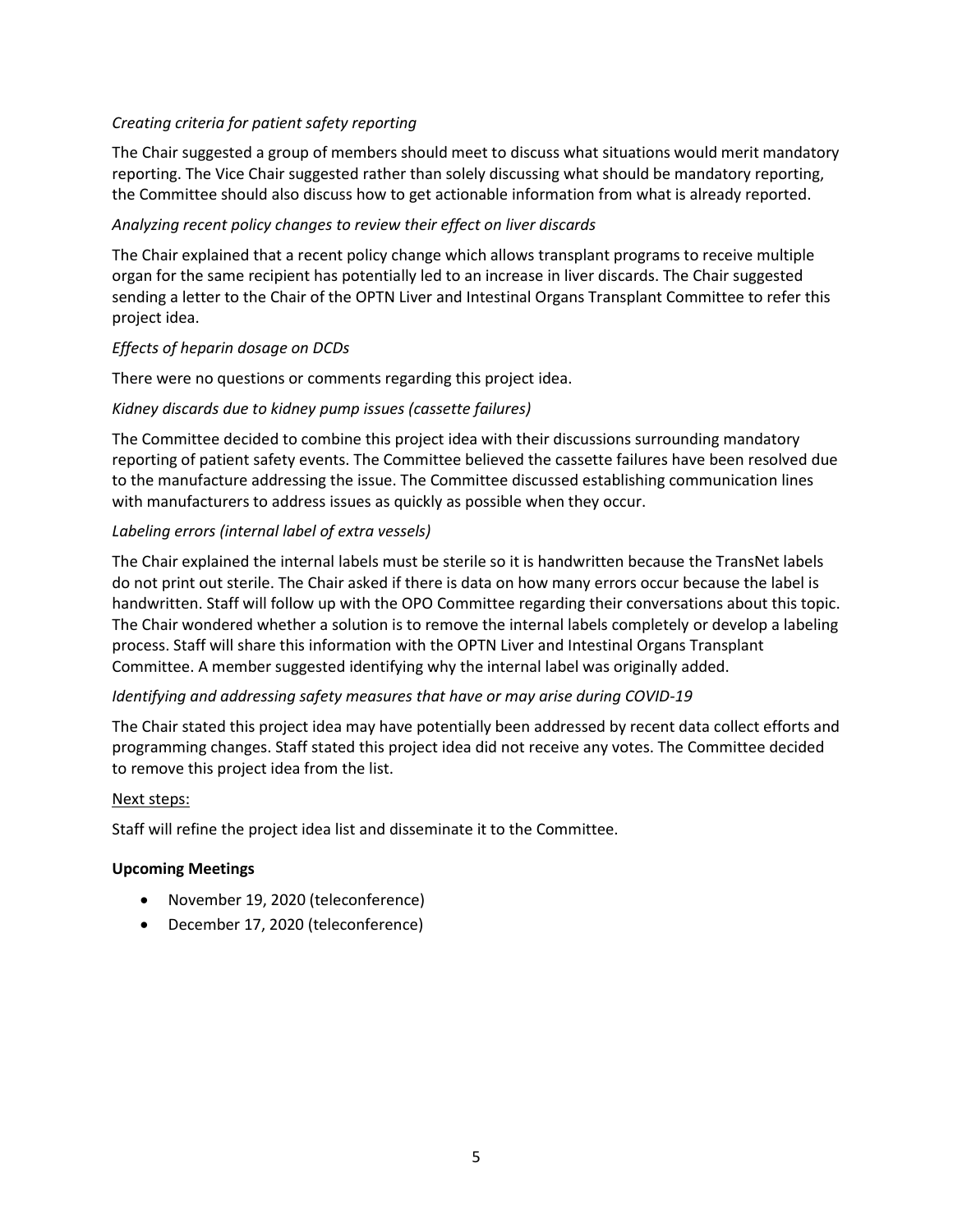*Creating criteria for patient safety reporting*

The Chair suggested a group of members should meet to discuss what situations would merit mandatory reporting. The Vice Chair suggested rather than solely discussing what should be mandatory reporting, the Committee should also discuss how to get actionable information from what is already reported.

*Analyzing recent policy changes to review their effect on liver discards*

The Chair explained that a recent policy change which allows transplant programs to receive multiple organ for the same recipient has potentially led to an increase in liver discards. The Chair suggested sending a letter to the Chair of the OPTN Liver and Intestinal Organs Transplant Committee to refer this project idea.

*Effects of heparin dosage on DCDs*

There were no questions or comments regarding this project idea.

*Kidney discards due to kidney pump issues (cassette failures)*

The Committee decided to combine this project idea with their discussions surrounding mandatory reporting of patient safety events. The Committee believed the cassette failures have been resolved due to the manufacture addressing the issue. The Committee discussed establishing communication lines with manufacturers to address issues as quickly as possible when they occur.

*Labeling errors (internal label of extra vessels)*

The Chair explained the internal labels must be sterile so it is handwritten because the TransNet labels do not print out sterile. The Chair asked if there is data on how many errors occur because the label is handwritten. Staff will follow up with the OPO Committee regarding their conversations about this topic. The Chair wondered whether a solution is to remove the internal labels completely or develop a labeling process. Staff will share this information with the OPTN Liver and Intestinal Organs Transplant Committee. A member suggested identifying why the internal label was originally added.

*Identifying and addressing safety measures that have or may arise during COVID-19*

The Chair stated this project idea may have potentially been addressed by recent data collect efforts and programming changes. Staff stated this project idea did not receive any votes. The Committee decided to remove this project idea from the list.

Next steps:

Staff will refine the project idea list and disseminate it to the Committee.

**Upcoming Meetings**

- November 19, 2020 (teleconference)
- December 17, 2020 (teleconference)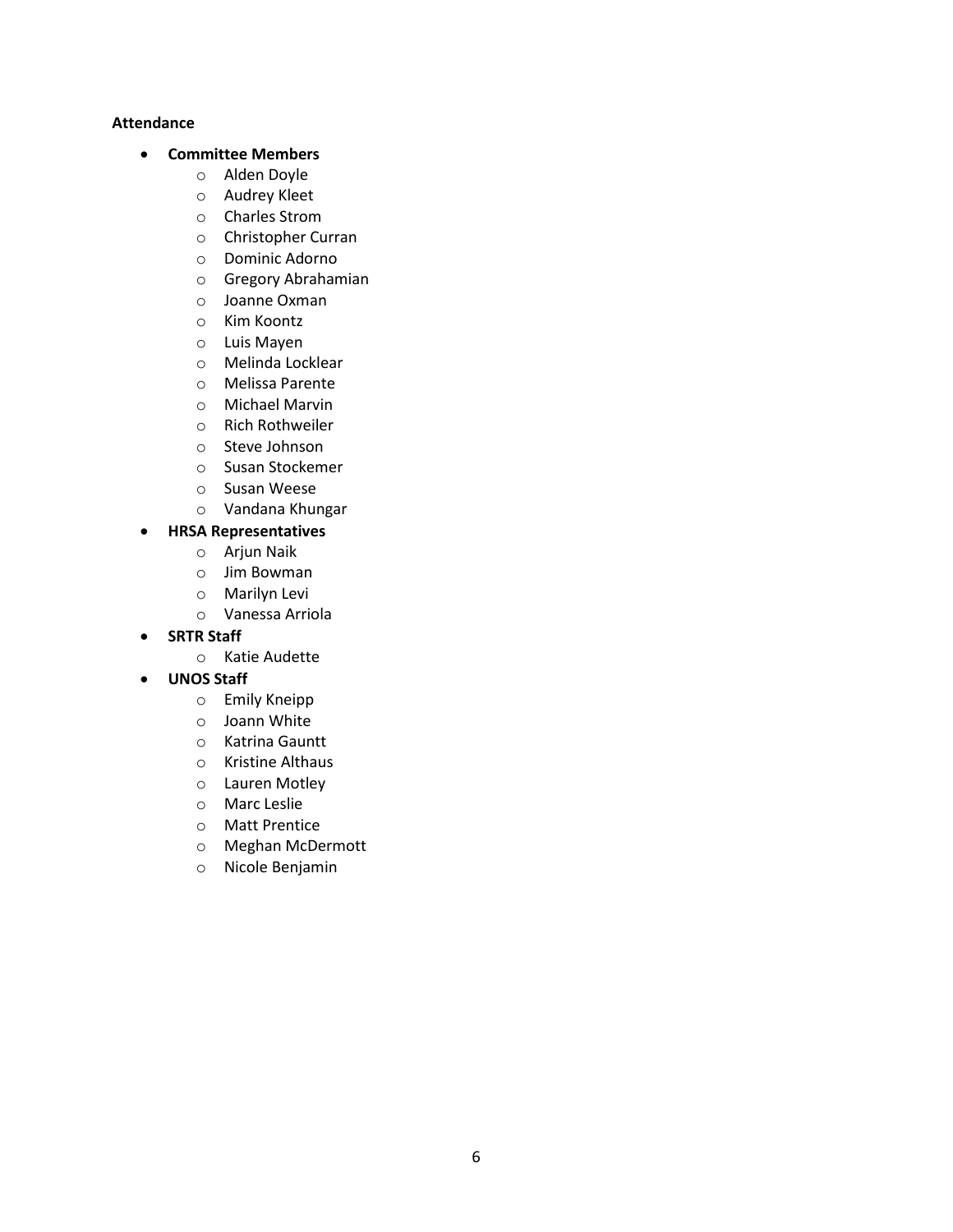**Attendance**

- **Committee Members**
    - Alden Doyle
    - Audrey Kleet
    - Charles Strom
    - Christopher Curran
    - Dominic Adorno
    - Gregory Abrahamian
    - Joanne Oxman
    - Kim Koontz
    - Luis Mayen
    - Melinda Locklear
    - Melissa Parente
    - Michael Marvin
    - Rich Rothweiler
    - Steve Johnson
    - Susan Stockemer
    - Susan Weese
    - Vandana Khungar
- **HRSA Representatives**
    - Arjun Naik
    - Jim Bowman
    - Marilyn Levi
    - Vanessa Arriola
- **SRTR Staff**
    - Katie Audette
- **UNOS Staff**
    - Emily Kneipp
    - Joann White
    - Katrina Gauntt
    - Kristine Althaus
    - Lauren Motley
    - Marc Leslie
    - Matt Prentice
    - Meghan McDermott
    - Nicole Benjamin